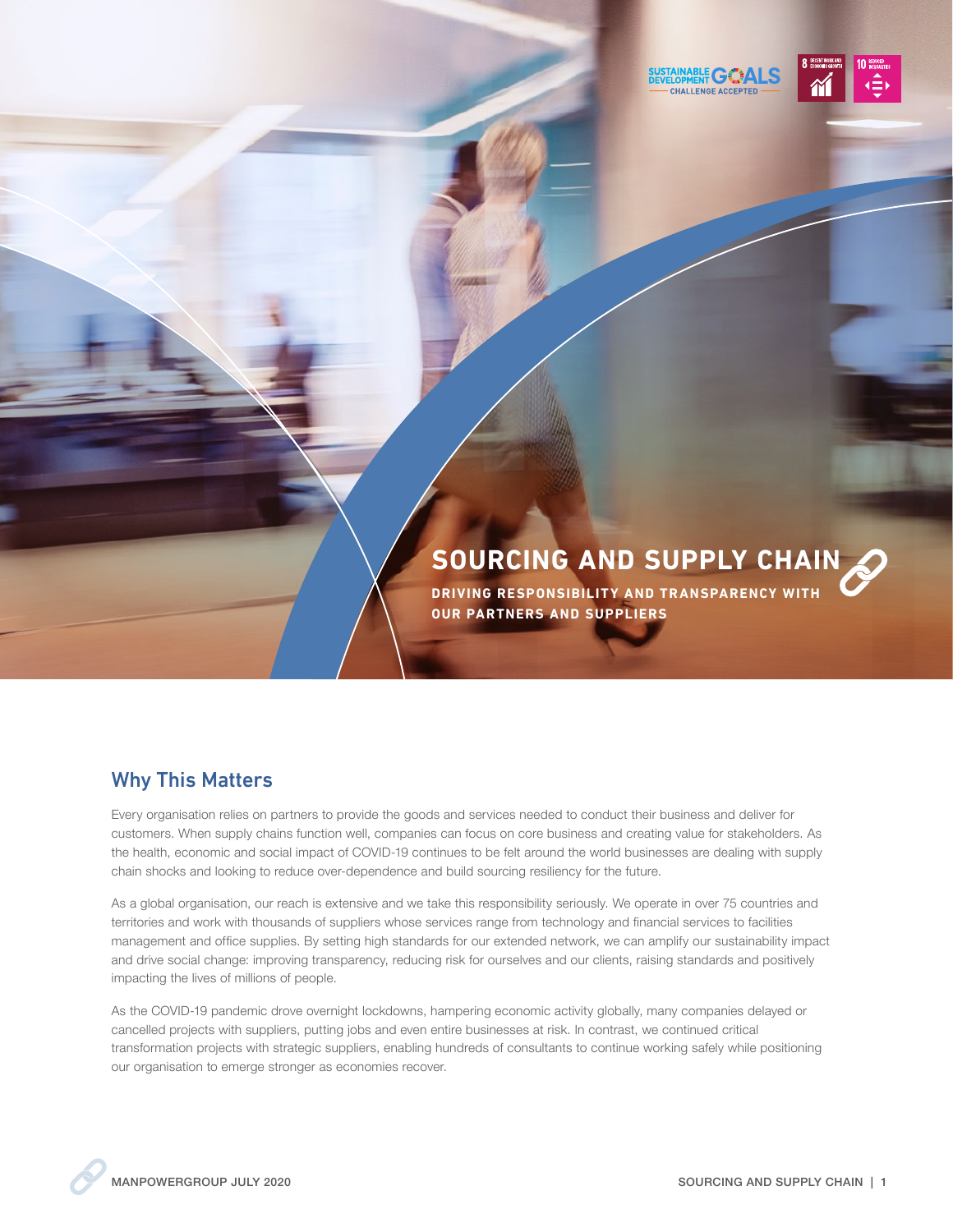# SOURCING AND SUPPLY CHAIN

**DRIVING RESPONSIBILITY AND TRANSPARENCY WITH OUR PARTNERS AND SUPPLIERS**

## Why This Matters

Every organisation relies on partners to provide the goods and services needed to conduct their business and deliver for customers. When supply chains function well, companies can focus on core business and creating value for stakeholders. As the health, economic and social impact of COVID-19 continues to be felt around the world businesses are dealing with supply chain shocks and looking to reduce over-dependence and build sourcing resiliency for the future.

As a global organisation, our reach is extensive and we take this responsibility seriously. We operate in over 75 countries and territories and work with thousands of suppliers whose services range from technology and financial services to facilities management and office supplies. By setting high standards for our extended network, we can amplify our sustainability impact and drive social change: improving transparency, reducing risk for ourselves and our clients, raising standards and positively impacting the lives of millions of people.

As the COVID-19 pandemic drove overnight lockdowns, hampering economic activity globally, many companies delayed or cancelled projects with suppliers, putting jobs and even entire businesses at risk. In contrast, we continued critical transformation projects with strategic suppliers, enabling hundreds of consultants to continue working safely while positioning our organisation to emerge stronger as economies recover.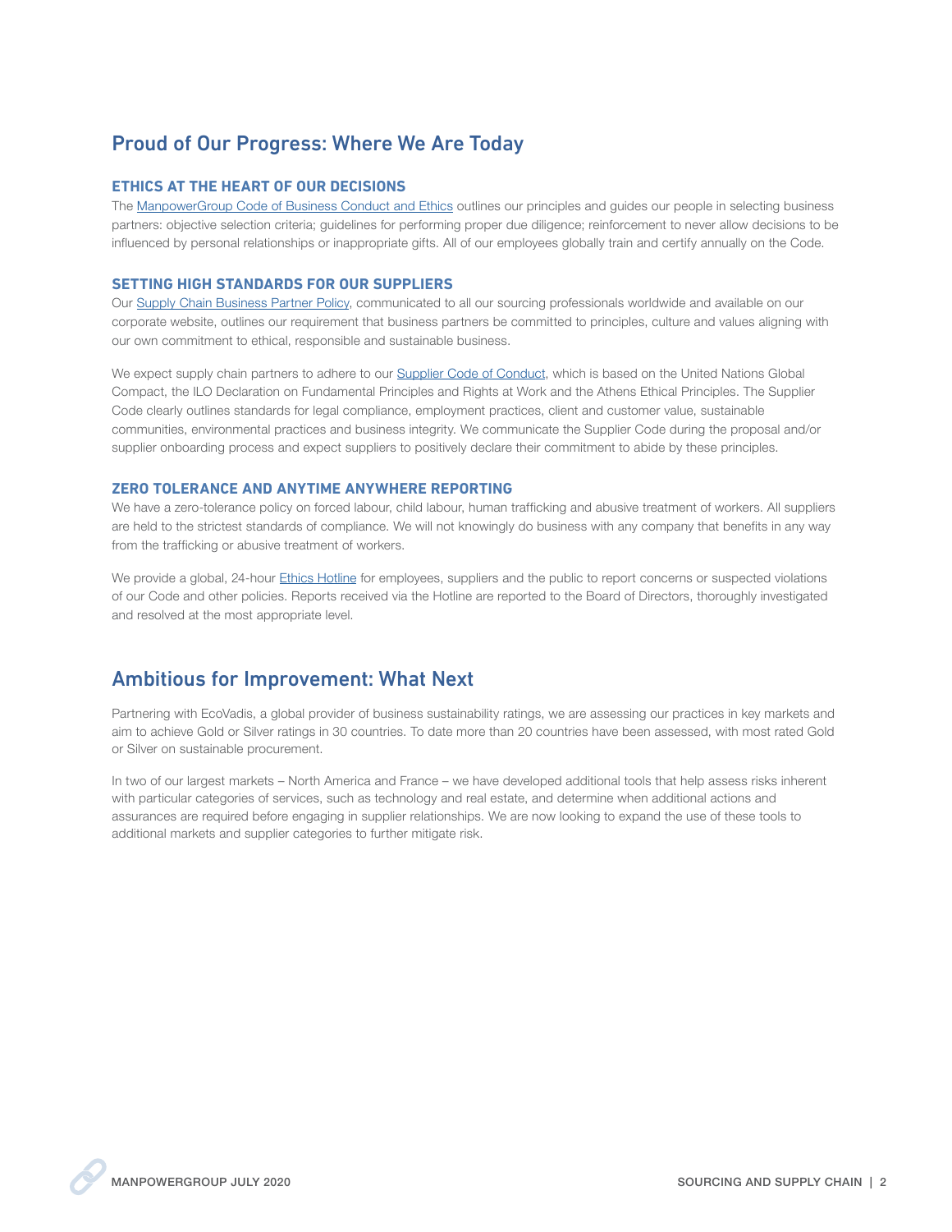## Proud of Our Progress: Where We Are Today

### ETHICS AT THE HEART OF OUR DECISIONS

The ManpowerGroup Code of Business Conduct and Ethics outlines our principles and guides our people in selecting business partners: objective selection criteria; guidelines for performing proper due diligence; reinforcement to never allow decisions to be influenced by personal relationships or inappropriate gifts. All of our employees globally train and certify annually on the Code.

### SETTING HIGH STANDARDS FOR OUR SUPPLIERS

Our Supply Chain Business Partner Policy, communicated to all our sourcing professionals worldwide and available on our corporate website, outlines our requirement that business partners be committed to principles, culture and values aligning with our own commitment to ethical, responsible and sustainable business.

We expect supply chain partners to adhere to our Supplier Code of Conduct, which is based on the United Nations Global Compact, the ILO Declaration on Fundamental Principles and Rights at Work and the Athens Ethical Principles. The Supplier Code clearly outlines standards for legal compliance, employment practices, client and customer value, sustainable communities, environmental practices and business integrity. We communicate the Supplier Code during the proposal and/or supplier onboarding process and expect suppliers to positively declare their commitment to abide by these principles.

### ZERO TOLERANCE AND ANYTIME ANYWHERE REPORTING

We have a zero-tolerance policy on forced labour, child labour, human trafficking and abusive treatment of workers. All suppliers are held to the strictest standards of compliance. We will not knowingly do business with any company that benefits in any way from the trafficking or abusive treatment of workers.

We provide a global, 24-hour Ethics Hotline for employees, suppliers and the public to report concerns or suspected violations of our Code and other policies. Reports received via the Hotline are reported to the Board of Directors, thoroughly investigated and resolved at the most appropriate level.

## Ambitious for Improvement: What Next

Partnering with EcoVadis, a global provider of business sustainability ratings, we are assessing our practices in key markets and aim to achieve Gold or Silver ratings in 30 countries. To date more than 20 countries have been assessed, with most rated Gold or Silver on sustainable procurement.

In two of our largest markets – North America and France – we have developed additional tools that help assess risks inherent with particular categories of services, such as technology and real estate, and determine when additional actions and assurances are required before engaging in supplier relationships. We are now looking to expand the use of these tools to additional markets and supplier categories to further mitigate risk.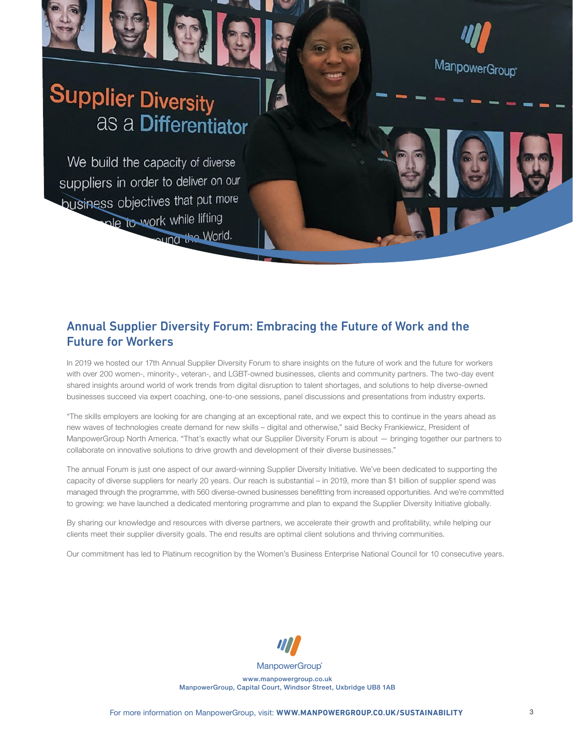## Annual Supplier Diversity Forum: Embracing the Future of Work and the Future for Workers

In 2019 we hosted our 17th Annual Supplier Diversity Forum to share insights on the future of work and the future for workers with over 200 women-, minority-, veteran-, and LGBT-owned businesses, clients and community partners. The two-day event shared insights around world of work trends from digital disruption to talent shortages, and solutions to help diverse-owned businesses succeed via expert coaching, one-to-one sessions, panel discussions and presentations from industry experts.

"The skills employers are looking for are changing at an exceptional rate, and we expect this to continue in the years ahead as new waves of technologies create demand for new skills – digital and otherwise," said Becky Frankiewicz, President of ManpowerGroup North America. "That's exactly what our Supplier Diversity Forum is about — bringing together our partners to collaborate on innovative solutions to drive growth and development of their diverse businesses."

The annual Forum is just one aspect of our award-winning Supplier Diversity Initiative. We've been dedicated to supporting the capacity of diverse suppliers for nearly 20 years. Our reach is substantial – in 2019, more than $1 billion of supplier spend was managed through the programme, with 560 diverse-owned businesses benefitting from increased opportunities. And we're committed to growing: we have launched a dedicated mentoring programme and plan to expand the Supplier Diversity Initiative globally.

By sharing our knowledge and resources with diverse partners, we accelerate their growth and profitability, while helping our clients meet their supplier diversity goals. The end results are optimal client solutions and thriving communities.

Our commitment has led to Platinum recognition by the Women's Business Enterprise National Council for 10 consecutive years.

ManpowerGroup

www.manpowergroup.co.uk
ManpowerGroup, Capital Court, Windsor Street, Uxbridge UB8 1AB

For more information on ManpowerGroup, visit: **WWW.MANPOWERGROUP.CO.UK/SUSTAINABILITY**